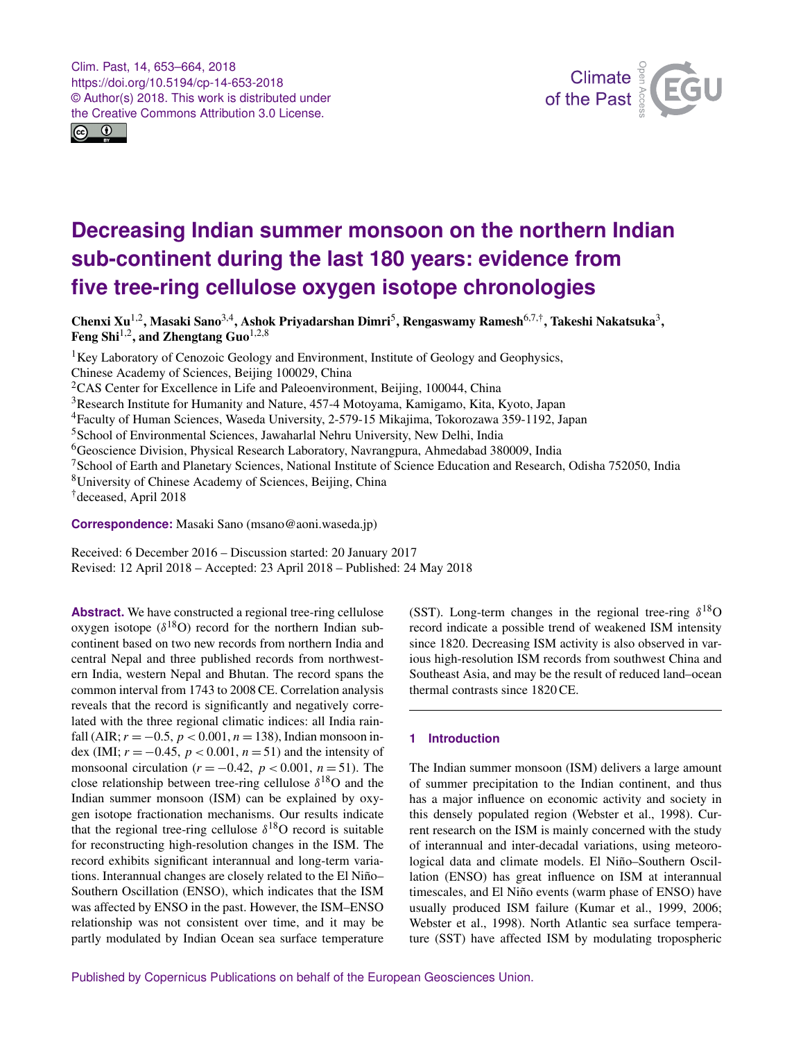# Decreasing Indian summer monsoon on the northern Indian sub-continent during the last 180 years: evidence from five tree-ring cellulose oxygen isotope chronologies

**Chenxi Xu[1,2], Masaki Sano[3,4], Ashok Priyadarshan Dimri[5], Rengaswamy Ramesh[6,7,†], Takeshi Nakatsuka[3], Feng Shi[1,2], and Zhengtang Guo[1,2,8]**

[1]Key Laboratory of Cenozoic Geology and Environment, Institute of Geology and Geophysics, Chinese Academy of Sciences, Beijing 100029, China
[2]CAS Center for Excellence in Life and Paleoenvironment, Beijing, 100044, China
[3]Research Institute for Humanity and Nature, 457-4 Motoyama, Kamigamo, Kita, Kyoto, Japan
[4]Faculty of Human Sciences, Waseda University, 2-579-15 Mikajima, Tokorozawa 359-1192, Japan
[5]School of Environmental Sciences, Jawaharlal Nehru University, New Delhi, India
[6]Geoscience Division, Physical Research Laboratory, Navrangpura, Ahmedabad 380009, India
[7]School of Earth and Planetary Sciences, National Institute of Science Education and Research, Odisha 752050, India
[8]University of Chinese Academy of Sciences, Beijing, China
[†]deceased, April 2018

**Correspondence:** Masaki Sano (msano@aoni.waseda.jp)

Received: 6 December 2016 – Discussion started: 20 January 2017
Revised: 12 April 2018 – Accepted: 23 April 2018 – Published: 24 May 2018

**Abstract.** We have constructed a regional tree-ring cellulose oxygen isotope ($\delta^{18}O$) record for the northern Indian sub-continent based on two new records from northern India and central Nepal and three published records from northwestern India, western Nepal and Bhutan. The record spans the common interval from 1743 to 2008 CE. Correlation analysis reveals that the record is significantly and negatively correlated with the three regional climatic indices: all India rainfall (AIR; $r = -0.5$, $p < 0.001$, $n = 138$), Indian monsoon index (IMI; $r = -0.45$, $p < 0.001$, $n = 51$) and the intensity of monsoonal circulation ($r = -0.42$, $p < 0.001$, $n = 51$). The close relationship between tree-ring cellulose $\delta^{18}O$ and the Indian summer monsoon (ISM) can be explained by oxygen isotope fractionation mechanisms. Our results indicate that the regional tree-ring cellulose $\delta^{18}O$ record is suitable for reconstructing high-resolution changes in the ISM. The record exhibits significant interannual and long-term variations. Interannual changes are closely related to the El Niño–Southern Oscillation (ENSO), which indicates that the ISM was affected by ENSO in the past. However, the ISM–ENSO relationship was not consistent over time, and it may be partly modulated by Indian Ocean sea surface temperature (SST). Long-term changes in the regional tree-ring $\delta^{18}O$ record indicate a possible trend of weakened ISM intensity since 1820. Decreasing ISM activity is also observed in various high-resolution ISM records from southwest China and Southeast Asia, and may be the result of reduced land–ocean thermal contrasts since 1820 CE.

## 1 Introduction

The Indian summer monsoon (ISM) delivers a large amount of summer precipitation to the Indian continent, and thus has a major influence on economic activity and society in this densely populated region (Webster et al., 1998). Current research on the ISM is mainly concerned with the study of interannual and inter-decadal variations, using meteorological data and climate models. El Niño–Southern Oscillation (ENSO) has great influence on ISM at interannual timescales, and El Niño events (warm phase of ENSO) have usually produced ISM failure (Kumar et al., 1999, 2006; Webster et al., 1998). North Atlantic sea surface temperature (SST) have affected ISM by modulating tropospheric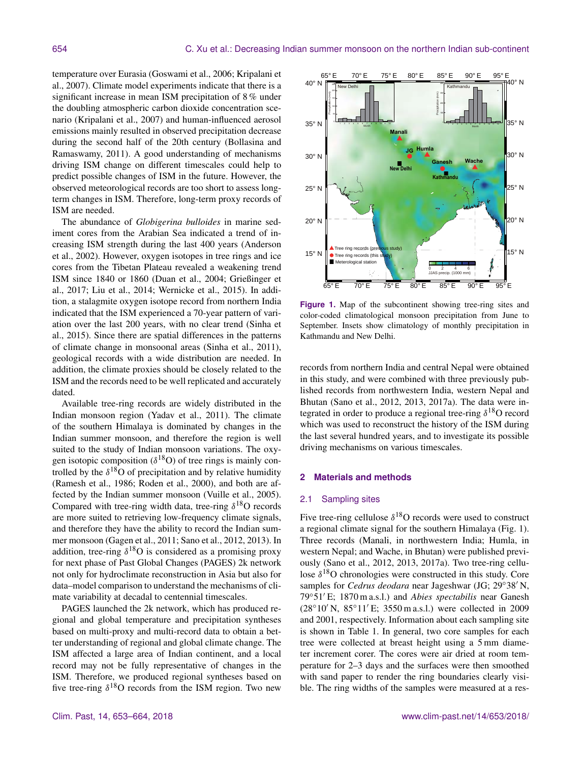temperature over Eurasia (Goswami et al., 2006; Kripalani et al., 2007). Climate model experiments indicate that there is a significant increase in mean ISM precipitation of 8 % under the doubling atmospheric carbon dioxide concentration scenario (Kripalani et al., 2007) and human-influenced aerosol emissions mainly resulted in observed precipitation decrease during the second half of the 20th century (Bollasina and Ramaswamy, 2011). A good understanding of mechanisms driving ISM change on different timescales could help to predict possible changes of ISM in the future. However, the observed meteorological records are too short to assess long-term changes in ISM. Therefore, long-term proxy records of ISM are needed.

The abundance of *Globigerina bulloides* in marine sediment cores from the Arabian Sea indicated a trend of increasing ISM strength during the last 400 years (Anderson et al., 2002). However, oxygen isotopes in tree rings and ice cores from the Tibetan Plateau revealed a weakening trend ISM since 1840 or 1860 (Duan et al., 2004; Grießinger et al., 2017; Liu et al., 2014; Wernicke et al., 2015). In addition, a stalagmite oxygen isotope record from northern India indicated that the ISM experienced a 70-year pattern of variation over the last 200 years, with no clear trend (Sinha et al., 2015). Since there are spatial differences in the patterns of climate change in monsoonal areas (Sinha et al., 2011), geological records with a wide distribution are needed. In addition, the climate proxies should be closely related to the ISM and the records need to be well replicated and accurately dated.

Available tree-ring records are widely distributed in the Indian monsoon region (Yadav et al., 2011). The climate of the southern Himalaya is dominated by changes in the Indian summer monsoon, and therefore the region is well suited to the study of Indian monsoon variations. The oxygen isotopic composition ($\delta^{18}$O) of tree rings is mainly controlled by the $\delta^{18}$O of precipitation and by relative humidity (Ramesh et al., 1986; Roden et al., 2000), and both are affected by the Indian summer monsoon (Vuille et al., 2005). Compared with tree-ring width data, tree-ring $\delta^{18}$O records are more suited to retrieving low-frequency climate signals, and therefore they have the ability to record the Indian summer monsoon (Gagen et al., 2011; Sano et al., 2012, 2013). In addition, tree-ring $\delta^{18}$O is considered as a promising proxy for next phase of Past Global Changes (PAGES) 2k network not only for hydroclimate reconstruction in Asia but also for data–model comparison to understand the mechanisms of climate variability at decadal to centennial timescales.

PAGES launched the 2k network, which has produced regional and global temperature and precipitation syntheses based on multi-proxy and multi-record data to obtain a better understanding of regional and global climate change. The ISM affected a large area of Indian continent, and a local record may not be fully representative of changes in the ISM. Therefore, we produced regional syntheses based on five tree-ring $\delta^{18}$O records from the ISM region. Two new records from northern India and central Nepal were obtained in this study, and were combined with three previously published records from northwestern India, western Nepal and Bhutan (Sano et al., 2012, 2013, 2017a). The data were integrated in order to produce a regional tree-ring $\delta^{18}$O record which was used to reconstruct the history of the ISM during the last several hundred years, and to investigate its possible driving mechanisms on various timescales.

**Figure 1.** Map of the subcontinent showing tree-ring sites and color-coded climatological monsoon precipitation from June to September. Insets show climatology of monthly precipitation in Kathmandu and New Delhi.

## 2 Materials and methods

### 2.1 Sampling sites

Five tree-ring cellulose $\delta^{18}$O records were used to construct a regional climate signal for the southern Himalaya (Fig. 1). Three records (Manali, in northwestern India; Humla, in western Nepal; and Wache, in Bhutan) were published previously (Sano et al., 2012, 2013, 2017a). Two tree-ring cellulose $\delta^{18}$O chronologies were constructed in this study. Core samples for *Cedrus deodara* near Jageshwar (JG; 29°38′ N, 79°51′ E; 1870 m a.s.l.) and *Abies spectabilis* near Ganesh (28°10′ N, 85°11′ E; 3550 m a.s.l.) were collected in 2009 and 2001, respectively. Information about each sampling site is shown in Table 1. In general, two core samples for each tree were collected at breast height using a 5 mm diameter increment corer. The cores were air dried at room temperature for 2–3 days and the surfaces were then smoothed with sand paper to render the ring boundaries clearly visible. The ring widths of the samples were measured at a res-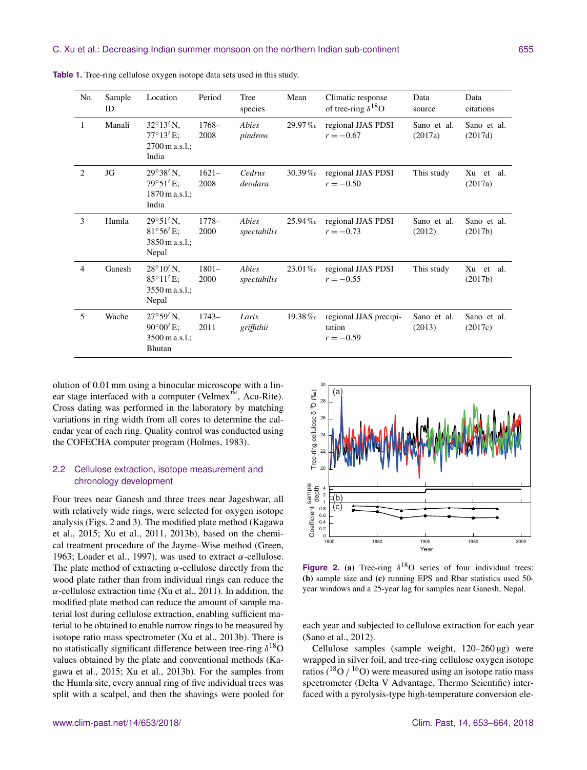**Table 1.** Tree-ring cellulose oxygen isotope data sets used in this study.

| No. | Sample ID | Location | Period | Tree species | Mean | Climatic response of tree-ring $\delta^{18}$O | Data source | Data citations |
|---|---|---|---|---|---|---|---|---|
| 1 | Manali | 32°13′ N, 77°13′ E; 2700 m a.s.l.; India | 1768–2008 | *Abies pindrow* | 29.97 ‰ | regional JJAS PDSI $r = -0.67$ | Sano et al. (2017a) | Sano et al. (2017d) |
| 2 | JG | 29°38′ N, 79°51′ E; 1870 m a.s.l.; India | 1621–2008 | *Cedrus deodara* | 30.39 ‰ | regional JJAS PDSI $r = -0.50$ | This study | Xu et al. (2017a) |
| 3 | Humla | 29°51′ N, 81°56′ E; 3850 m a.s.l.; Nepal | 1778–2000 | *Abies spectabilis* | 25.94 ‰ | regional JJAS PDSI $r = -0.73$ | Sano et al. (2012) | Sano et al. (2017b) |
| 4 | Ganesh | 28°10′ N, 85°11′ E; 3550 m a.s.l.; Nepal | 1801–2000 | *Abies spectabilis* | 23.01 ‰ | regional JJAS PDSI $r = -0.55$ | This study | Xu et al. (2017b) |
| 5 | Wache | 27°59′ N, 90°00′ E; 3500 m a.s.l.; Bhutan | 1743–2011 | *Larix griffithii* | 19.38 ‰ | regional JJAS precipitation $r = -0.59$ | Sano et al. (2013) | Sano et al. (2017c) |

olution of 0.01 mm using a binocular microscope with a linear stage interfaced with a computer (Velmex™, Acu-Rite). Cross dating was performed in the laboratory by matching variations in ring width from all cores to determine the calendar year of each ring. Quality control was conducted using the COFECHA computer program (Holmes, 1983).

### 2.2 Cellulose extraction, isotope measurement and chronology development

Four trees near Ganesh and three trees near Jageshwar, all with relatively wide rings, were selected for oxygen isotope analysis (Figs. 2 and 3). The modified plate method (Kagawa et al., 2015; Xu et al., 2011, 2013b), based on the chemical treatment procedure of the Jayme–Wise method (Green, 1963; Loader et al., 1997), was used to extract $\alpha$-cellulose. The plate method of extracting $\alpha$-cellulose directly from the wood plate rather than from individual rings can reduce the $\alpha$-cellulose extraction time (Xu et al., 2011). In addition, the modified plate method can reduce the amount of sample material lost during cellulose extraction, enabling sufficient material to be obtained to enable narrow rings to be measured by isotope ratio mass spectrometer (Xu et al., 2013b). There is no statistically significant difference between tree-ring $\delta^{18}$O values obtained by the plate and conventional methods (Kagawa et al., 2015; Xu et al., 2013b). For the samples from the Humla site, every annual ring of five individual trees was split with a scalpel, and then the shavings were pooled for each year and subjected to cellulose extraction for each year (Sano et al., 2012).

**Figure 2.** **(a)** Tree-ring $\delta^{18}$O series of four individual trees: **(b)** sample size and **(c)** running EPS and Rbar statistics used 50-year windows and a 25-year lag for samples near Ganesh, Nepal.

Cellulose samples (sample weight, 120–260 µg) were wrapped in silver foil, and tree-ring cellulose oxygen isotope ratios ($^{18}$O / $^{16}$O) were measured using an isotope ratio mass spectrometer (Delta V Advantage, Thermo Scientific) interfaced with a pyrolysis-type high-temperature conversion ele-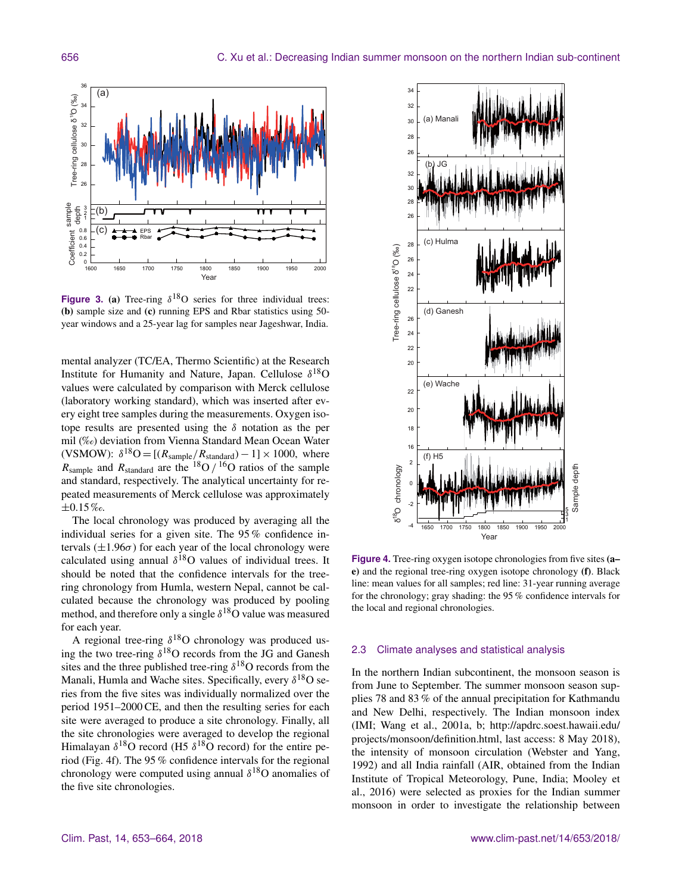**Figure 3.** **(a)** Tree-ring $\delta^{18}O$ series for three individual trees: **(b)** sample size and **(c)** running EPS and Rbar statistics using 50-year windows and a 25-year lag for samples near Jageshwar, India.

mental analyzer (TC/EA, Thermo Scientific) at the Research Institute for Humanity and Nature, Japan. Cellulose $\delta^{18}O$ values were calculated by comparison with Merck cellulose (laboratory working standard), which was inserted after every eight tree samples during the measurements. Oxygen isotope results are presented using the $\delta$ notation as the per mil (‰) deviation from Vienna Standard Mean Ocean Water (VSMOW): $\delta^{18}O = [(R_{sample}/R_{standard}) - 1] \times 1000$, where $R_{sample}$ and $R_{standard}$ are the $^{18}O$ / $^{16}O$ ratios of the sample and standard, respectively. The analytical uncertainty for repeated measurements of Merck cellulose was approximately ±0.15 ‰.

The local chronology was produced by averaging all the individual series for a given site. The 95 % confidence intervals ($\pm 1.96\sigma$) for each year of the local chronology were calculated using annual $\delta^{18}O$ values of individual trees. It should be noted that the confidence intervals for the tree-ring chronology from Humla, western Nepal, cannot be calculated because the chronology was produced by pooling method, and therefore only a single $\delta^{18}O$ value was measured for each year.

A regional tree-ring $\delta^{18}O$ chronology was produced using the two tree-ring $\delta^{18}O$ records from the JG and Ganesh sites and the three published tree-ring $\delta^{18}O$ records from the Manali, Humla and Wache sites. Specifically, every $\delta^{18}O$ series from the five sites was individually normalized over the period 1951–2000 CE, and then the resulting series for each site were averaged to produce a site chronology. Finally, all the site chronologies were averaged to develop the regional Himalayan $\delta^{18}O$ record (H5 $\delta^{18}O$ record) for the entire period (Fig. 4f). The 95 % confidence intervals for the regional chronology were computed using annual $\delta^{18}O$ anomalies of the five site chronologies.

**Figure 4.** Tree-ring oxygen isotope chronologies from five sites **(a–e)** and the regional tree-ring oxygen isotope chronology **(f)**. Black line: mean values for all samples; red line: 31-year running average for the chronology; gray shading: the 95 % confidence intervals for the local and regional chronologies.

### 2.3 Climate analyses and statistical analysis

In the northern Indian subcontinent, the monsoon season is from June to September. The summer monsoon season supplies 78 and 83 % of the annual precipitation for Kathmandu and New Delhi, respectively. The Indian monsoon index (IMI; Wang et al., 2001a, b; http://apdrc.soest.hawaii.edu/projects/monsoon/definition.html, last access: 8 May 2018), the intensity of monsoon circulation (Webster and Yang, 1992) and all India rainfall (AIR, obtained from the Indian Institute of Tropical Meteorology, Pune, India; Mooley et al., 2016) were selected as proxies for the Indian summer monsoon in order to investigate the relationship between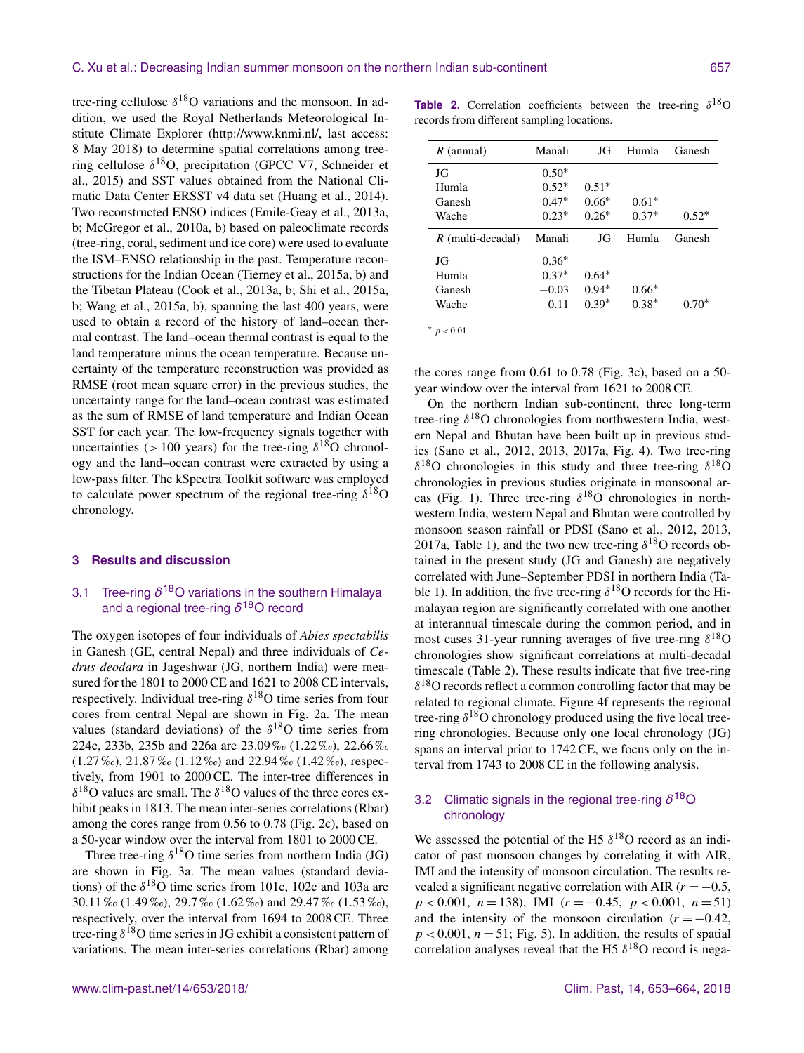tree-ring cellulose $\delta^{18}$O variations and the monsoon. In addition, we used the Royal Netherlands Meteorological Institute Climate Explorer (http://www.knmi.nl/, last access: 8 May 2018) to determine spatial correlations among tree-ring cellulose $\delta^{18}$O, precipitation (GPCC V7, Schneider et al., 2015) and SST values obtained from the National Climatic Data Center ERSST v4 data set (Huang et al., 2014). Two reconstructed ENSO indices (Emile-Geay et al., 2013a, b; McGregor et al., 2010a, b) based on paleoclimate records (tree-ring, coral, sediment and ice core) were used to evaluate the ISM–ENSO relationship in the past. Temperature reconstructions for the Indian Ocean (Tierney et al., 2015a, b) and the Tibetan Plateau (Cook et al., 2013a, b; Shi et al., 2015a, b; Wang et al., 2015a, b), spanning the last 400 years, were used to obtain a record of the history of land–ocean thermal contrast. The land–ocean thermal contrast is equal to the land temperature minus the ocean temperature. Because uncertainty of the temperature reconstruction was provided as RMSE (root mean square error) in the previous studies, the uncertainty range for the land–ocean contrast was estimated as the sum of RMSE of land temperature and Indian Ocean SST for each year. The low-frequency signals together with uncertainties (> 100 years) for the tree-ring $\delta^{18}$O chronology and the land–ocean contrast were extracted by using a low-pass filter. The kSpectra Toolkit software was employed to calculate power spectrum of the regional tree-ring $\delta^{18}$O chronology.

## 3 Results and discussion

### 3.1 Tree-ring $\delta^{18}$O variations in the southern Himalaya and a regional tree-ring $\delta^{18}$O record

The oxygen isotopes of four individuals of *Abies spectabilis* in Ganesh (GE, central Nepal) and three individuals of *Cedrus deodara* in Jageshwar (JG, northern India) were measured for the 1801 to 2000 CE and 1621 to 2008 CE intervals, respectively. Individual tree-ring $\delta^{18}$O time series from four cores from central Nepal are shown in Fig. 2a. The mean values (standard deviations) of the $\delta^{18}$O time series from 224c, 233b, 235b and 226a are 23.09 ‰ (1.22 ‰), 22.66 ‰ (1.27 ‰), 21.87 ‰ (1.12 ‰) and 22.94 ‰ (1.42 ‰), respectively, from 1901 to 2000 CE. The inter-tree differences in $\delta^{18}$O values are small. The $\delta^{18}$O values of the three cores exhibit peaks in 1813. The mean inter-series correlations (Rbar) among the cores range from 0.56 to 0.78 (Fig. 2c), based on a 50-year window over the interval from 1801 to 2000 CE.

Three tree-ring $\delta^{18}$O time series from northern India (JG) are shown in Fig. 3a. The mean values (standard deviations) of the $\delta^{18}$O time series from 101c, 102c and 103a are 30.11 ‰ (1.49 ‰), 29.7 ‰ (1.62 ‰) and 29.47 ‰ (1.53 ‰), respectively, over the interval from 1694 to 2008 CE. Three tree-ring $\delta^{18}$O time series in JG exhibit a consistent pattern of variations. The mean inter-series correlations (Rbar) among the cores range from 0.61 to 0.78 (Fig. 3c), based on a 50-year window over the interval from 1621 to 2008 CE.

**Table 2.** Correlation coefficients between the tree-ring $\delta^{18}$O records from different sampling locations.

| $R$ (annual) | Manali | JG | Humla | Ganesh |
|---|---|---|---|---|
| JG | 0.50* | | | |
| Humla | 0.52* | 0.51* | | |
| Ganesh | 0.47* | 0.66* | 0.61* | |
| Wache | 0.23* | 0.26* | 0.37* | 0.52* |
| $R$ (multi-decadal) | Manali | JG | Humla | Ganesh |
| JG | 0.36* | | | |
| Humla | 0.37* | 0.64* | | |
| Ganesh | −0.03 | 0.94* | 0.66* | |
| Wache | 0.11 | 0.39* | 0.38* | 0.70* |

* $p < 0.01$.

On the northern Indian sub-continent, three long-term tree-ring $\delta^{18}$O chronologies from northwestern India, western Nepal and Bhutan have been built up in previous studies (Sano et al., 2012, 2013, 2017a, Fig. 4). Two tree-ring $\delta^{18}$O chronologies in this study and three tree-ring $\delta^{18}$O chronologies in previous studies originate in monsoonal areas (Fig. 1). Three tree-ring $\delta^{18}$O chronologies in northwestern India, western Nepal and Bhutan were controlled by monsoon season rainfall or PDSI (Sano et al., 2012, 2013, 2017a, Table 1), and the two new tree-ring $\delta^{18}$O records obtained in the present study (JG and Ganesh) are negatively correlated with June–September PDSI in northern India (Table 1). In addition, the five tree-ring $\delta^{18}$O records for the Himalayan region are significantly correlated with one another at interannual timescale during the common period, and in most cases 31-year running averages of five tree-ring $\delta^{18}$O chronologies show significant correlations at multi-decadal timescale (Table 2). These results indicate that five tree-ring $\delta^{18}$O records reflect a common controlling factor that may be related to regional climate. Figure 4f represents the regional tree-ring $\delta^{18}$O chronology produced using the five local tree-ring chronologies. Because only one local chronology (JG) spans an interval prior to 1742 CE, we focus only on the interval from 1743 to 2008 CE in the following analysis.

### 3.2 Climatic signals in the regional tree-ring $\delta^{18}$O chronology

We assessed the potential of the H5 $\delta^{18}$O record as an indicator of past monsoon changes by correlating it with AIR, IMI and the intensity of monsoon circulation. The results revealed a significant negative correlation with AIR ($r = -0.5$, $p < 0.001$, $n = 138$), IMI ($r = -0.45$, $p < 0.001$, $n = 51$) and the intensity of the monsoon circulation ($r = -0.42$, $p < 0.001$, $n = 51$; Fig. 5). In addition, the results of spatial correlation analyses reveal that the H5 $\delta^{18}$O record is nega-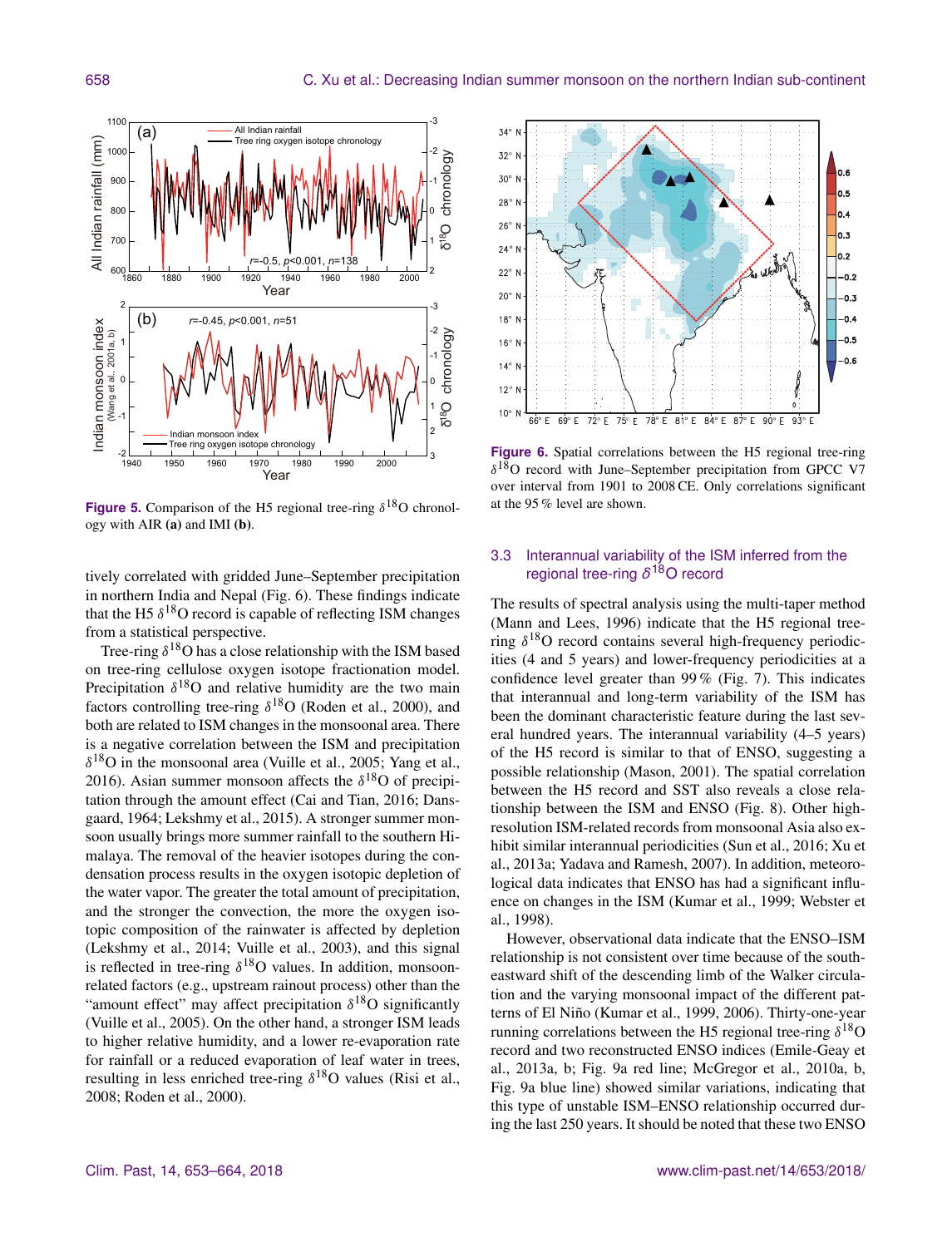**Figure 5.** Comparison of the H5 regional tree-ring $\delta^{18}$O chronology with AIR **(a)** and IMI **(b)**.

**Figure 6.** Spatial correlations between the H5 regional tree-ring $\delta^{18}$O record with June–September precipitation from GPCC V7 over interval from 1901 to 2008 CE. Only correlations significant at the 95 % level are shown.

tively correlated with gridded June–September precipitation in northern India and Nepal (Fig. 6). These findings indicate that the H5 $\delta^{18}$O record is capable of reflecting ISM changes from a statistical perspective.

Tree-ring $\delta^{18}$O has a close relationship with the ISM based on tree-ring cellulose oxygen isotope fractionation model. Precipitation $\delta^{18}$O and relative humidity are the two main factors controlling tree-ring $\delta^{18}$O (Roden et al., 2000), and both are related to ISM changes in the monsoonal area. There is a negative correlation between the ISM and precipitation $\delta^{18}$O in the monsoonal area (Vuille et al., 2005; Yang et al., 2016). Asian summer monsoon affects the $\delta^{18}$O of precipitation through the amount effect (Cai and Tian, 2016; Dansgaard, 1964; Lekshmy et al., 2015). A stronger summer monsoon usually brings more summer rainfall to the southern Himalaya. The removal of the heavier isotopes during the condensation process results in the oxygen isotopic depletion of the water vapor. The greater the total amount of precipitation, and the stronger the convection, the more the oxygen isotopic composition of the rainwater is affected by depletion (Lekshmy et al., 2014; Vuille et al., 2003), and this signal is reflected in tree-ring $\delta^{18}$O values. In addition, monsoon-related factors (e.g., upstream rainout process) other than the "amount effect" may affect precipitation $\delta^{18}$O significantly (Vuille et al., 2005). On the other hand, a stronger ISM leads to higher relative humidity, and a lower re-evaporation rate for rainfall or a reduced evaporation of leaf water in trees, resulting in less enriched tree-ring $\delta^{18}$O values (Risi et al., 2008; Roden et al., 2000).

### 3.3 Interannual variability of the ISM inferred from the regional tree-ring $\delta^{18}$O record

The results of spectral analysis using the multi-taper method (Mann and Lees, 1996) indicate that the H5 regional tree-ring $\delta^{18}$O record contains several high-frequency periodicities (4 and 5 years) and lower-frequency periodicities at a confidence level greater than 99 % (Fig. 7). This indicates that interannual and long-term variability of the ISM has been the dominant characteristic feature during the last several hundred years. The interannual variability (4–5 years) of the H5 record is similar to that of ENSO, suggesting a possible relationship (Mason, 2001). The spatial correlation between the H5 record and SST also reveals a close relationship between the ISM and ENSO (Fig. 8). Other high-resolution ISM-related records from monsoonal Asia also exhibit similar interannual periodicities (Sun et al., 2016; Xu et al., 2013a; Yadava and Ramesh, 2007). In addition, meteorological data indicates that ENSO has had a significant influence on changes in the ISM (Kumar et al., 1999; Webster et al., 1998).

However, observational data indicate that the ENSO–ISM relationship is not consistent over time because of the southeastward shift of the descending limb of the Walker circulation and the varying monsoonal impact of the different patterns of El Niño (Kumar et al., 1999, 2006). Thirty-one-year running correlations between the H5 regional tree-ring $\delta^{18}$O record and two reconstructed ENSO indices (Emile-Geay et al., 2013a, b; Fig. 9a red line; McGregor et al., 2010a, b, Fig. 9a blue line) showed similar variations, indicating that this type of unstable ISM–ENSO relationship occurred during the last 250 years. It should be noted that these two ENSO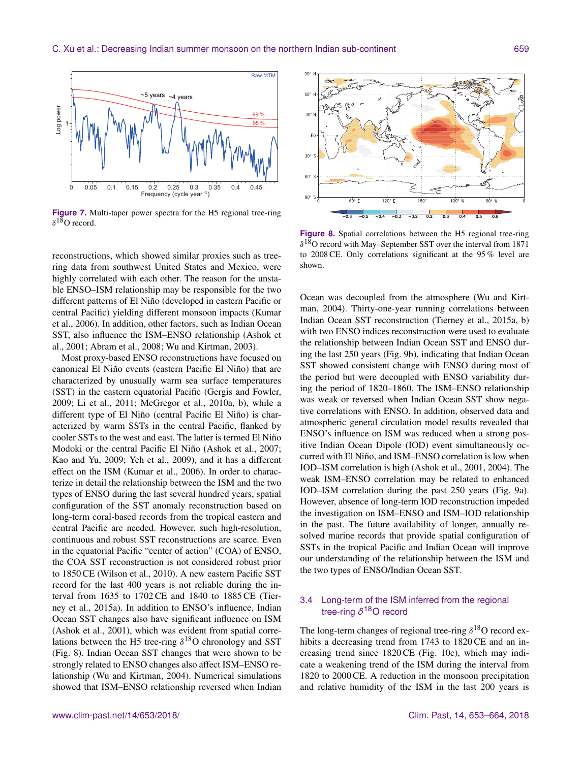**Figure 7.** Multi-taper power spectra for the H5 regional tree-ring $\delta^{18}$O record.

**Figure 8.** Spatial correlations between the H5 regional tree-ring $\delta^{18}$O record with May–September SST over the interval from 1871 to 2008 CE. Only correlations significant at the 95 % level are shown.

reconstructions, which showed similar proxies such as tree-ring data from southwest United States and Mexico, were highly correlated with each other. The reason for the unstable ENSO–ISM relationship may be responsible for the two different patterns of El Niño (developed in eastern Pacific or central Pacific) yielding different monsoon impacts (Kumar et al., 2006). In addition, other factors, such as Indian Ocean SST, also influence the ISM–ENSO relationship (Ashok et al., 2001; Abram et al., 2008; Wu and Kirtman, 2003).

Most proxy-based ENSO reconstructions have focused on canonical El Niño events (eastern Pacific El Niño) that are characterized by unusually warm sea surface temperatures (SST) in the eastern equatorial Pacific (Gergis and Fowler, 2009; Li et al., 2011; McGregor et al., 2010a, b), while a different type of El Niño (central Pacific El Niño) is characterized by warm SSTs in the central Pacific, flanked by cooler SSTs to the west and east. The latter is termed El Niño Modoki or the central Pacific El Niño (Ashok et al., 2007; Kao and Yu, 2009; Yeh et al., 2009), and it has a different effect on the ISM (Kumar et al., 2006). In order to characterize in detail the relationship between the ISM and the two types of ENSO during the last several hundred years, spatial configuration of the SST anomaly reconstruction based on long-term coral-based records from the tropical eastern and central Pacific are needed. However, such high-resolution, continuous and robust SST reconstructions are scarce. Even in the equatorial Pacific "center of action" (COA) of ENSO, the COA SST reconstruction is not considered robust prior to 1850 CE (Wilson et al., 2010). A new eastern Pacific SST record for the last 400 years is not reliable during the interval from 1635 to 1702 CE and 1840 to 1885 CE (Tierney et al., 2015a). In addition to ENSO's influence, Indian Ocean SST changes also have significant influence on ISM (Ashok et al., 2001), which was evident from spatial correlations between the H5 tree-ring $\delta^{18}$O chronology and SST (Fig. 8). Indian Ocean SST changes that were shown to be strongly related to ENSO changes also affect ISM–ENSO relationship (Wu and Kirtman, 2004). Numerical simulations showed that ISM–ENSO relationship reversed when Indian Ocean was decoupled from the atmosphere (Wu and Kirtman, 2004). Thirty-one-year running correlations between Indian Ocean SST reconstruction (Tierney et al., 2015a, b) with two ENSO indices reconstruction were used to evaluate the relationship between Indian Ocean SST and ENSO during the last 250 years (Fig. 9b), indicating that Indian Ocean SST showed consistent change with ENSO during most of the period but were decoupled with ENSO variability during the period of 1820–1860. The ISM–ENSO relationship was weak or reversed when Indian Ocean SST show negative correlations with ENSO. In addition, observed data and atmospheric general circulation model results revealed that ENSO's influence on ISM was reduced when a strong positive Indian Ocean Dipole (IOD) event simultaneously occurred with El Niño, and ISM–ENSO correlation is low when IOD–ISM correlation is high (Ashok et al., 2001, 2004). The weak ISM–ENSO correlation may be related to enhanced IOD–ISM correlation during the past 250 years (Fig. 9a). However, absence of long-term IOD reconstruction impeded the investigation on ISM–ENSO and ISM–IOD relationship in the past. The future availability of longer, annually resolved marine records that provide spatial configuration of SSTs in the tropical Pacific and Indian Ocean will improve our understanding of the relationship between the ISM and the two types of ENSO/Indian Ocean SST.

### 3.4 Long-term of the ISM inferred from the regional tree-ring $\delta^{18}$O record

The long-term changes of regional tree-ring $\delta^{18}$O record exhibits a decreasing trend from 1743 to 1820 CE and an increasing trend since 1820 CE (Fig. 10c), which may indicate a weakening trend of the ISM during the interval from 1820 to 2000 CE. A reduction in the monsoon precipitation and relative humidity of the ISM in the last 200 years is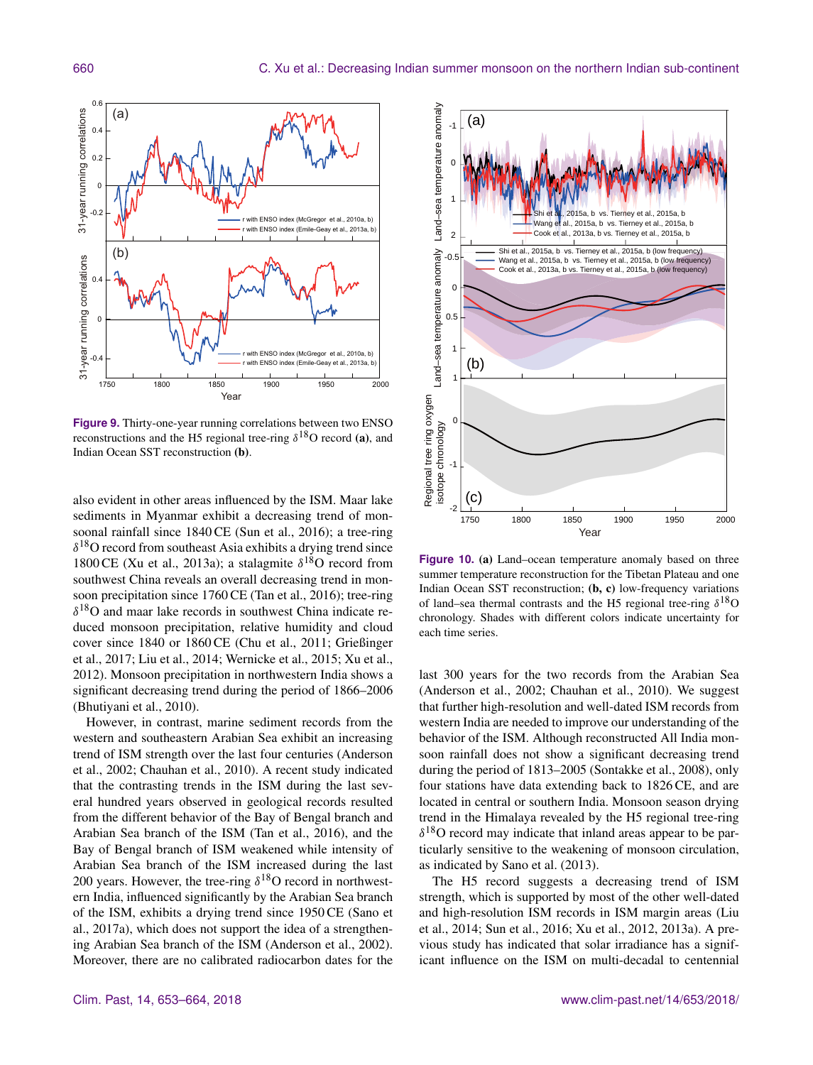**Figure 9.** Thirty-one-year running correlations between two ENSO reconstructions and the H5 regional tree-ring $\delta^{18}$O record **(a)**, and Indian Ocean SST reconstruction **(b)**.

also evident in other areas influenced by the ISM. Maar lake sediments in Myanmar exhibit a decreasing trend of monsoonal rainfall since 1840 CE (Sun et al., 2016); a tree-ring $\delta^{18}$O record from southeast Asia exhibits a drying trend since 1800 CE (Xu et al., 2013a); a stalagmite $\delta^{18}$O record from southwest China reveals an overall decreasing trend in monsoon precipitation since 1760 CE (Tan et al., 2016); tree-ring $\delta^{18}$O and maar lake records in southwest China indicate reduced monsoon precipitation, relative humidity and cloud cover since 1840 or 1860 CE (Chu et al., 2011; Grießinger et al., 2017; Liu et al., 2014; Wernicke et al., 2015; Xu et al., 2012). Monsoon precipitation in northwestern India shows a significant decreasing trend during the period of 1866–2006 (Bhutiyani et al., 2010).

However, in contrast, marine sediment records from the western and southeastern Arabian Sea exhibit an increasing trend of ISM strength over the last four centuries (Anderson et al., 2002; Chauhan et al., 2010). A recent study indicated that the contrasting trends in the ISM during the last several hundred years observed in geological records resulted from the different behavior of the Bay of Bengal branch and Arabian Sea branch of the ISM (Tan et al., 2016), and the Bay of Bengal branch of ISM weakened while intensity of Arabian Sea branch of the ISM increased during the last 200 years. However, the tree-ring $\delta^{18}$O record in northwestern India, influenced significantly by the Arabian Sea branch of the ISM, exhibits a drying trend since 1950 CE (Sano et al., 2017a), which does not support the idea of a strengthening Arabian Sea branch of the ISM (Anderson et al., 2002). Moreover, there are no calibrated radiocarbon dates for the last 300 years for the two records from the Arabian Sea (Anderson et al., 2002; Chauhan et al., 2010). We suggest that further high-resolution and well-dated ISM records from western India are needed to improve our understanding of the behavior of the ISM. Although reconstructed All India monsoon rainfall does not show a significant decreasing trend during the period of 1813–2005 (Sontakke et al., 2008), only four stations have data extending back to 1826 CE, and are located in central or southern India. Monsoon season drying trend in the Himalaya revealed by the H5 regional tree-ring $\delta^{18}$O record may indicate that inland areas appear to be particularly sensitive to the weakening of monsoon circulation, as indicated by Sano et al. (2013).

The H5 record suggests a decreasing trend of ISM strength, which is supported by most of the other well-dated and high-resolution ISM records in ISM margin areas (Liu et al., 2014; Sun et al., 2016; Xu et al., 2012, 2013a). A previous study has indicated that solar irradiance has a significant influence on the ISM on multi-decadal to centennial

**Figure 10. (a)** Land–ocean temperature anomaly based on three summer temperature reconstruction for the Tibetan Plateau and one Indian Ocean SST reconstruction; **(b, c)** low-frequency variations of land–sea thermal contrasts and the H5 regional tree-ring $\delta^{18}$O chronology. Shades with different colors indicate uncertainty for each time series.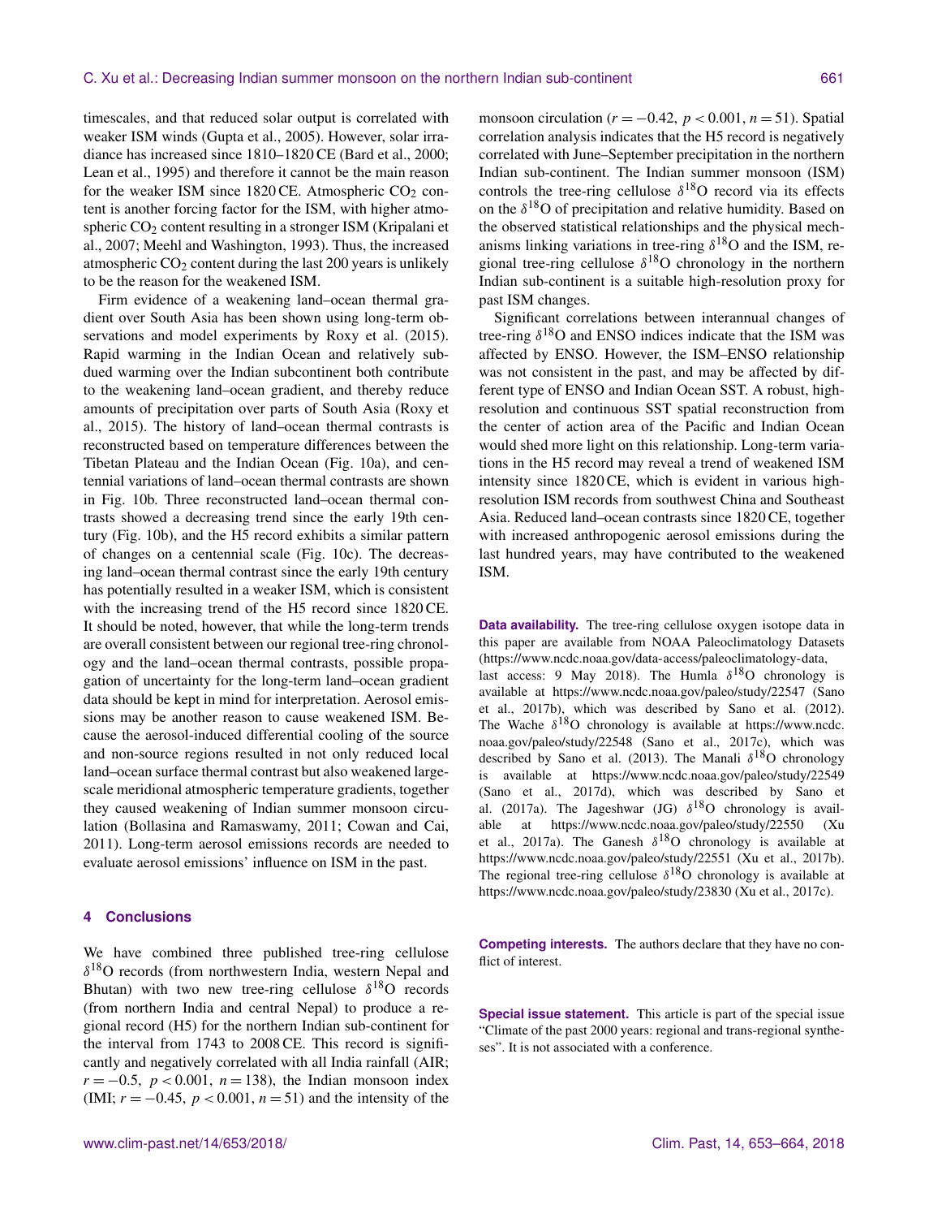timescales, and that reduced solar output is correlated with weaker ISM winds (Gupta et al., 2005). However, solar irradiance has increased since 1810–1820 CE (Bard et al., 2000; Lean et al., 1995) and therefore it cannot be the main reason for the weaker ISM since 1820 CE. Atmospheric $CO_2$ content is another forcing factor for the ISM, with higher atmospheric $CO_2$ content resulting in a stronger ISM (Kripalani et al., 2007; Meehl and Washington, 1993). Thus, the increased atmospheric $CO_2$ content during the last 200 years is unlikely to be the reason for the weakened ISM.

Firm evidence of a weakening land–ocean thermal gradient over South Asia has been shown using long-term observations and model experiments by Roxy et al. (2015). Rapid warming in the Indian Ocean and relatively subdued warming over the Indian subcontinent both contribute to the weakening land–ocean gradient, and thereby reduce amounts of precipitation over parts of South Asia (Roxy et al., 2015). The history of land–ocean thermal contrasts is reconstructed based on temperature differences between the Tibetan Plateau and the Indian Ocean (Fig. 10a), and centennial variations of land–ocean thermal contrasts are shown in Fig. 10b. Three reconstructed land–ocean thermal contrasts showed a decreasing trend since the early 19th century (Fig. 10b), and the H5 record exhibits a similar pattern of changes on a centennial scale (Fig. 10c). The decreasing land–ocean thermal contrast since the early 19th century has potentially resulted in a weaker ISM, which is consistent with the increasing trend of the H5 record since 1820 CE. It should be noted, however, that while the long-term trends are overall consistent between our regional tree-ring chronology and the land–ocean thermal contrasts, possible propagation of uncertainty for the long-term land–ocean gradient data should be kept in mind for interpretation. Aerosol emissions may be another reason to cause weakened ISM. Because the aerosol-induced differential cooling of the source and non-source regions resulted in not only reduced local land–ocean surface thermal contrast but also weakened large-scale meridional atmospheric temperature gradients, together they caused weakening of Indian summer monsoon circulation (Bollasina and Ramaswamy, 2011; Cowan and Cai, 2011). Long-term aerosol emissions records are needed to evaluate aerosol emissions' influence on ISM in the past.

## 4 Conclusions

We have combined three published tree-ring cellulose $\delta^{18}O$ records (from northwestern India, western Nepal and Bhutan) with two new tree-ring cellulose $\delta^{18}O$ records (from northern India and central Nepal) to produce a regional record (H5) for the northern Indian sub-continent for the interval from 1743 to 2008 CE. This record is significantly and negatively correlated with all India rainfall (AIR; $r = -0.5$, $p < 0.001$, $n = 138$), the Indian monsoon index (IMI; $r = -0.45$, $p < 0.001$, $n = 51$) and the intensity of the monsoon circulation ($r = -0.42$, $p < 0.001$, $n = 51$). Spatial correlation analysis indicates that the H5 record is negatively correlated with June–September precipitation in the northern Indian sub-continent. The Indian summer monsoon (ISM) controls the tree-ring cellulose $\delta^{18}O$ record via its effects on the $\delta^{18}O$ of precipitation and relative humidity. Based on the observed statistical relationships and the physical mechanisms linking variations in tree-ring $\delta^{18}O$ and the ISM, regional tree-ring cellulose $\delta^{18}O$ chronology in the northern Indian sub-continent is a suitable high-resolution proxy for past ISM changes.

Significant correlations between interannual changes of tree-ring $\delta^{18}O$ and ENSO indices indicate that the ISM was affected by ENSO. However, the ISM–ENSO relationship was not consistent in the past, and may be affected by different type of ENSO and Indian Ocean SST. A robust, high-resolution and continuous SST spatial reconstruction from the center of action area of the Pacific and Indian Ocean would shed more light on this relationship. Long-term variations in the H5 record may reveal a trend of weakened ISM intensity since 1820 CE, which is evident in various high-resolution ISM records from southwest China and Southeast Asia. Reduced land–ocean contrasts since 1820 CE, together with increased anthropogenic aerosol emissions during the last hundred years, may have contributed to the weakened ISM.

**Data availability.** The tree-ring cellulose oxygen isotope data in this paper are available from NOAA Paleoclimatology Datasets (https://www.ncdc.noaa.gov/data-access/paleoclimatology-data, last access: 9 May 2018). The Humla $\delta^{18}O$ chronology is available at https://www.ncdc.noaa.gov/paleo/study/22547 (Sano et al., 2017b), which was described by Sano et al. (2012). The Wache $\delta^{18}O$ chronology is available at https://www.ncdc.noaa.gov/paleo/study/22548 (Sano et al., 2017c), which was described by Sano et al. (2013). The Manali $\delta^{18}O$ chronology is available at https://www.ncdc.noaa.gov/paleo/study/22549 (Sano et al., 2017d), which was described by Sano et al. (2017a). The Jageshwar (JG) $\delta^{18}O$ chronology is available at https://www.ncdc.noaa.gov/paleo/study/22550 (Xu et al., 2017a). The Ganesh $\delta^{18}O$ chronology is available at https://www.ncdc.noaa.gov/paleo/study/22551 (Xu et al., 2017b). The regional tree-ring cellulose $\delta^{18}O$ chronology is available at https://www.ncdc.noaa.gov/paleo/study/23830 (Xu et al., 2017c).

**Competing interests.** The authors declare that they have no conflict of interest.

**Special issue statement.** This article is part of the special issue "Climate of the past 2000 years: regional and trans-regional syntheses". It is not associated with a conference.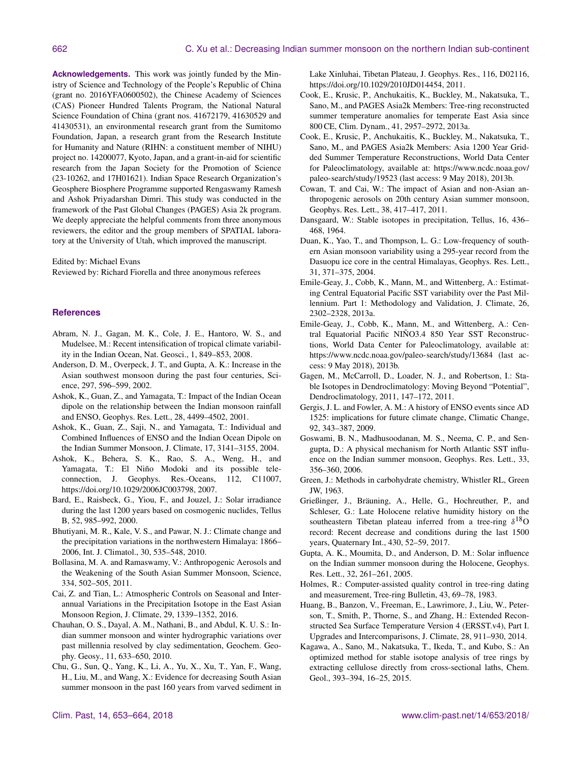**Acknowledgements.** This work was jointly funded by the Ministry of Science and Technology of the People's Republic of China (grant no. 2016YFA0600502), the Chinese Academy of Sciences (CAS) Pioneer Hundred Talents Program, the National Natural Science Foundation of China (grant nos. 41672179, 41630529 and 41430531), an environmental research grant from the Sumitomo Foundation, Japan, a research grant from the Research Institute for Humanity and Nature (RIHN: a constituent member of NIHU) project no. 14200077, Kyoto, Japan, and a grant-in-aid for scientific research from the Japan Society for the Promotion of Science (23-10262, and 17H01621). Indian Space Research Organization's Geosphere Biosphere Programme supported Rengaswamy Ramesh and Ashok Priyadarshan Dimri. This study was conducted in the framework of the Past Global Changes (PAGES) Asia 2k program. We deeply appreciate the helpful comments from three anonymous reviewers, the editor and the group members of SPATIAL laboratory at the University of Utah, which improved the manuscript.

Edited by: Michael Evans
Reviewed by: Richard Fiorella and three anonymous referees

## References

Abram, N. J., Gagan, M. K., Cole, J. E., Hantoro, W. S., and Mudelsee, M.: Recent intensification of tropical climate variability in the Indian Ocean, Nat. Geosci., 1, 849–853, 2008.

Anderson, D. M., Overpeck, J. T., and Gupta, A. K.: Increase in the Asian southwest monsoon during the past four centuries, Science, 297, 596–599, 2002.

Ashok, K., Guan, Z., and Yamagata, T.: Impact of the Indian Ocean dipole on the relationship between the Indian monsoon rainfall and ENSO, Geophys. Res. Lett., 28, 4499–4502, 2001.

Ashok, K., Guan, Z., Saji, N., and Yamagata, T.: Individual and Combined Influences of ENSO and the Indian Ocean Dipole on the Indian Summer Monsoon, J. Climate, 17, 3141–3155, 2004.

Ashok, K., Behera, S. K., Rao, S. A., Weng, H., and Yamagata, T.: El Niño Modoki and its possible teleconnection, J. Geophys. Res.-Oceans, 112, C11007, https://doi.org/10.1029/2006JC003798, 2007.

Bard, E., Raisbeck, G., Yiou, F., and Jouzel, J.: Solar irradiance during the last 1200 years based on cosmogenic nuclides, Tellus B, 52, 985–992, 2000.

Bhutiyani, M. R., Kale, V. S., and Pawar, N. J.: Climate change and the precipitation variations in the northwestern Himalaya: 1866–2006, Int. J. Climatol., 30, 535–548, 2010.

Bollasina, M. A. and Ramaswamy, V.: Anthropogenic Aerosols and the Weakening of the South Asian Summer Monsoon, Science, 334, 502–505, 2011.

Cai, Z. and Tian, L.: Atmospheric Controls on Seasonal and Interannual Variations in the Precipitation Isotope in the East Asian Monsoon Region, J. Climate, 29, 1339–1352, 2016.

Chauhan, O. S., Dayal, A. M., Nathani, B., and Abdul, K. U. S.: Indian summer monsoon and winter hydrographic variations over past millennia resolved by clay sedimentation, Geochem. Geophy. Geosy., 11, 633–650, 2010.

Chu, G., Sun, Q., Yang, K., Li, A., Yu, X., Xu, T., Yan, F., Wang, H., Liu, M., and Wang, X.: Evidence for decreasing South Asian summer monsoon in the past 160 years from varved sediment in Lake Xinluhai, Tibetan Plateau, J. Geophys. Res., 116, D02116, https://doi.org/10.1029/2010JD014454, 2011.

Cook, E., Krusic, P., Anchukaitis, K., Buckley, M., Nakatsuka, T., Sano, M., and PAGES Asia2k Members: Tree-ring reconstructed summer temperature anomalies for temperate East Asia since 800 CE, Clim. Dynam., 41, 2957–2972, 2013a.

Cook, E., Krusic, P., Anchukaitis, K., Buckley, M., Nakatsuka, T., Sano, M., and PAGES Asia2k Members: Asia 1200 Year Gridded Summer Temperature Reconstructions, World Data Center for Paleoclimatology, available at: https://www.ncdc.noaa.gov/paleo-search/study/19523 (last access: 9 May 2018), 2013b.

Cowan, T. and Cai, W.: The impact of Asian and non-Asian anthropogenic aerosols on 20th century Asian summer monsoon, Geophys. Res. Lett., 38, 417–417, 2011.

Dansgaard, W.: Stable isotopes in precipitation, Tellus, 16, 436–468, 1964.

Duan, K., Yao, T., and Thompson, L. G.: Low-frequency of southern Asian monsoon variability using a 295-year record from the Dasuopu ice core in the central Himalayas, Geophys. Res. Lett., 31, 371–375, 2004.

Emile-Geay, J., Cobb, K., Mann, M., and Wittenberg, A.: Estimating Central Equatorial Pacific SST variability over the Past Millennium. Part 1: Methodology and Validation, J. Climate, 26, 2302–2328, 2013a.

Emile-Geay, J., Cobb, K., Mann, M., and Wittenberg, A.: Central Equatorial Pacific NIÑO3.4 850 Year SST Reconstructions, World Data Center for Paleoclimatology, available at: https://www.ncdc.noaa.gov/paleo-search/study/13684 (last access: 9 May 2018), 2013b.

Gagen, M., McCarroll, D., Loader, N. J., and Robertson, I.: Stable Isotopes in Dendroclimatology: Moving Beyond "Potential", Dendroclimatology, 2011, 147–172, 2011.

Gergis, J. L. and Fowler, A. M.: A history of ENSO events since AD 1525: implications for future climate change, Climatic Change, 92, 343–387, 2009.

Goswami, B. N., Madhusoodanan, M. S., Neema, C. P., and Sengupta, D.: A physical mechanism for North Atlantic SST influence on the Indian summer monsoon, Geophys. Res. Lett., 33, 356–360, 2006.

Green, J.: Methods in carbohydrate chemistry, Whistler RL, Green JW, 1963.

Grießinger, J., Bräuning, A., Helle, G., Hochreuther, P., and Schleser, G.: Late Holocene relative humidity history on the southeastern Tibetan plateau inferred from a tree-ring $\delta^{18}O$ record: Recent decrease and conditions during the last 1500 years, Quaternary Int., 430, 52–59, 2017.

Gupta, A. K., Moumita, D., and Anderson, D. M.: Solar influence on the Indian summer monsoon during the Holocene, Geophys. Res. Lett., 32, 261–261, 2005.

Holmes, R.: Computer-assisted quality control in tree-ring dating and measurement, Tree-ring Bulletin, 43, 69–78, 1983.

Huang, B., Banzon, V., Freeman, E., Lawrimore, J., Liu, W., Peterson, T., Smith, P., Thorne, S., and Zhang, H.: Extended Reconstructed Sea Surface Temperature Version 4 (ERSST.v4), Part I. Upgrades and Intercomparisons, J. Climate, 28, 911–930, 2014.

Kagawa, A., Sano, M., Nakatsuka, T., Ikeda, T., and Kubo, S.: An optimized method for stable isotope analysis of tree rings by extracting cellulose directly from cross-sectional laths, Chem. Geol., 393–394, 16–25, 2015.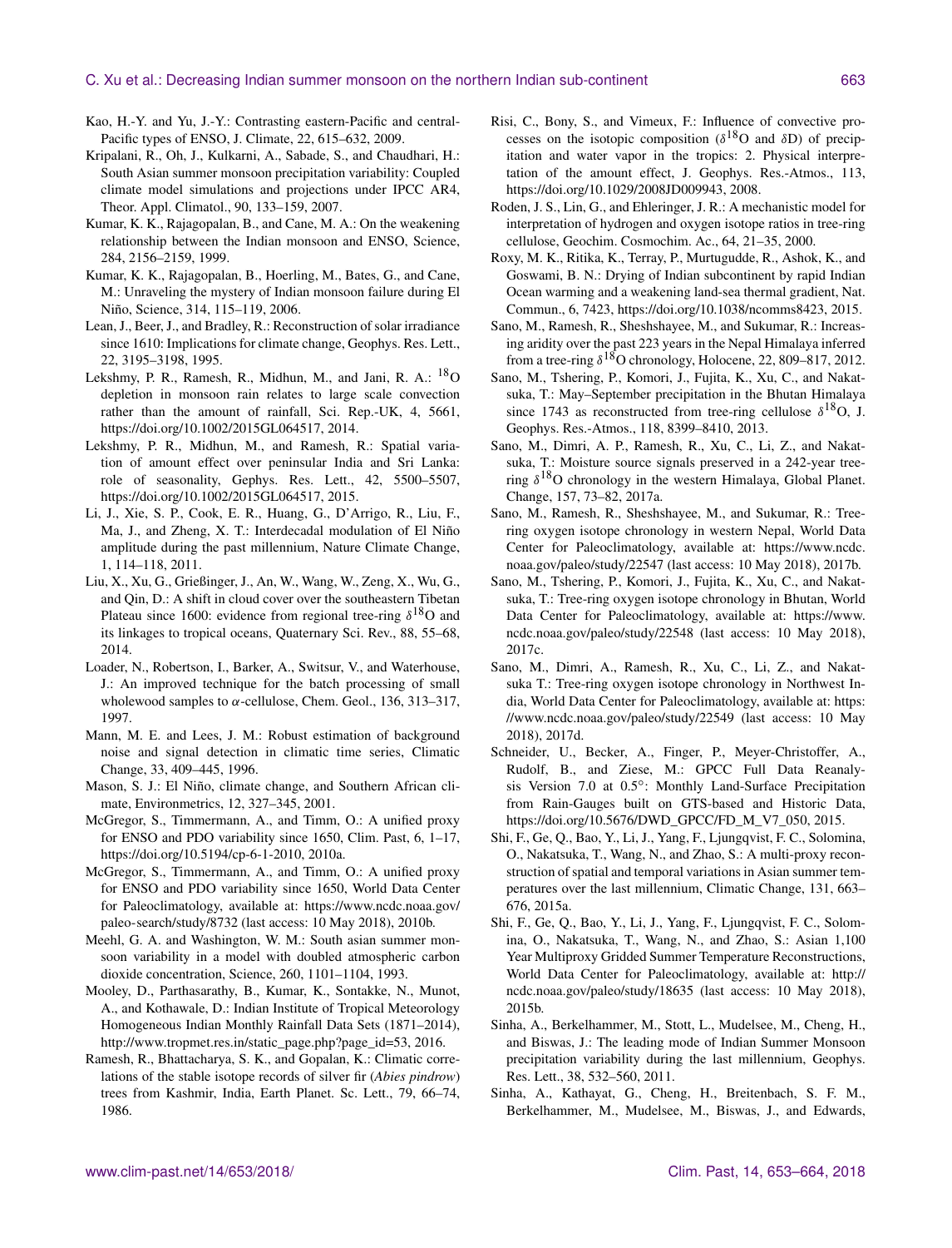Kao, H.-Y. and Yu, J.-Y.: Contrasting eastern-Pacific and central-Pacific types of ENSO, J. Climate, 22, 615–632, 2009.

Kripalani, R., Oh, J., Kulkarni, A., Sabade, S., and Chaudhari, H.: South Asian summer monsoon precipitation variability: Coupled climate model simulations and projections under IPCC AR4, Theor. Appl. Climatol., 90, 133–159, 2007.

Kumar, K. K., Rajagopalan, B., and Cane, M. A.: On the weakening relationship between the Indian monsoon and ENSO, Science, 284, 2156–2159, 1999.

Kumar, K. K., Rajagopalan, B., Hoerling, M., Bates, G., and Cane, M.: Unraveling the mystery of Indian monsoon failure during El Niño, Science, 314, 115–119, 2006.

Lean, J., Beer, J., and Bradley, R.: Reconstruction of solar irradiance since 1610: Implications for climate change, Geophys. Res. Lett., 22, 3195–3198, 1995.

Lekshmy, P. R., Ramesh, R., Midhun, M., and Jani, R. A.: $^{18}$O depletion in monsoon rain relates to large scale convection rather than the amount of rainfall, Sci. Rep.-UK, 4, 5661, https://doi.org/10.1002/2015GL064517, 2014.

Lekshmy, P. R., Midhun, M., and Ramesh, R.: Spatial variation of amount effect over peninsular India and Sri Lanka: role of seasonality, Gephys. Res. Lett., 42, 5500–5507, https://doi.org/10.1002/2015GL064517, 2015.

Li, J., Xie, S. P., Cook, E. R., Huang, G., D'Arrigo, R., Liu, F., Ma, J., and Zheng, X. T.: Interdecadal modulation of El Niño amplitude during the past millennium, Nature Climate Change, 1, 114–118, 2011.

Liu, X., Xu, G., Grießinger, J., An, W., Wang, W., Zeng, X., Wu, G., and Qin, D.: A shift in cloud cover over the southeastern Tibetan Plateau since 1600: evidence from regional tree-ring $\delta^{18}$O and its linkages to tropical oceans, Quaternary Sci. Rev., 88, 55–68, 2014.

Loader, N., Robertson, I., Barker, A., Switsur, V., and Waterhouse, J.: An improved technique for the batch processing of small wholewood samples to $\alpha$-cellulose, Chem. Geol., 136, 313–317, 1997.

Mann, M. E. and Lees, J. M.: Robust estimation of background noise and signal detection in climatic time series, Climatic Change, 33, 409–445, 1996.

Mason, S. J.: El Niño, climate change, and Southern African climate, Environmetrics, 12, 327–345, 2001.

McGregor, S., Timmermann, A., and Timm, O.: A unified proxy for ENSO and PDO variability since 1650, Clim. Past, 6, 1–17, https://doi.org/10.5194/cp-6-1-2010, 2010a.

McGregor, S., Timmermann, A., and Timm, O.: A unified proxy for ENSO and PDO variability since 1650, World Data Center for Paleoclimatology, available at: https://www.ncdc.noaa.gov/paleo-search/study/8732 (last access: 10 May 2018), 2010b.

Meehl, G. A. and Washington, W. M.: South asian summer monsoon variability in a model with doubled atmospheric carbon dioxide concentration, Science, 260, 1101–1104, 1993.

Mooley, D., Parthasarathy, B., Kumar, K., Sontakke, N., Munot, A., and Kothawale, D.: Indian Institute of Tropical Meteorology Homogeneous Indian Monthly Rainfall Data Sets (1871–2014), http://www.tropmet.res.in/static_page.php?page_id=53, 2016.

Ramesh, R., Bhattacharya, S. K., and Gopalan, K.: Climatic correlations of the stable isotope records of silver fir (*Abies pindrow*) trees from Kashmir, India, Earth Planet. Sc. Lett., 79, 66–74, 1986.

Risi, C., Bony, S., and Vimeux, F.: Influence of convective processes on the isotopic composition ($\delta^{18}$O and $\delta$D) of precipitation and water vapor in the tropics: 2. Physical interpretation of the amount effect, J. Geophys. Res.-Atmos., 113, https://doi.org/10.1029/2008JD009943, 2008.

Roden, J. S., Lin, G., and Ehleringer, J. R.: A mechanistic model for interpretation of hydrogen and oxygen isotope ratios in tree-ring cellulose, Geochim. Cosmochim. Ac., 64, 21–35, 2000.

Roxy, M. K., Ritika, K., Terray, P., Murtugudde, R., Ashok, K., and Goswami, B. N.: Drying of Indian subcontinent by rapid Indian Ocean warming and a weakening land-sea thermal gradient, Nat. Commun., 6, 7423, https://doi.org/10.1038/ncomms8423, 2015.

Sano, M., Ramesh, R., Sheshshayee, M., and Sukumar, R.: Increasing aridity over the past 223 years in the Nepal Himalaya inferred from a tree-ring $\delta^{18}$O chronology, Holocene, 22, 809–817, 2012.

Sano, M., Tshering, P., Komori, J., Fujita, K., Xu, C., and Nakatsuka, T.: May–September precipitation in the Bhutan Himalaya since 1743 as reconstructed from tree-ring cellulose $\delta^{18}$O, J. Geophys. Res.-Atmos., 118, 8399–8410, 2013.

Sano, M., Dimri, A. P., Ramesh, R., Xu, C., Li, Z., and Nakatsuka, T.: Moisture source signals preserved in a 242-year tree-ring $\delta^{18}$O chronology in the western Himalaya, Global Planet. Change, 157, 73–82, 2017a.

Sano, M., Ramesh, R., Sheshshayee, M., and Sukumar, R.: Tree-ring oxygen isotope chronology in western Nepal, World Data Center for Paleoclimatology, available at: https://www.ncdc.noaa.gov/paleo/study/22547 (last access: 10 May 2018), 2017b.

Sano, M., Tshering, P., Komori, J., Fujita, K., Xu, C., and Nakatsuka, T.: Tree-ring oxygen isotope chronology in Bhutan, World Data Center for Paleoclimatology, available at: https://www.ncdc.noaa.gov/paleo/study/22548 (last access: 10 May 2018), 2017c.

Sano, M., Dimri, A., Ramesh, R., Xu, C., Li, Z., and Nakatsuka T.: Tree-ring oxygen isotope chronology in Northwest India, World Data Center for Paleoclimatology, available at: https://www.ncdc.noaa.gov/paleo/study/22549 (last access: 10 May 2018), 2017d.

Schneider, U., Becker, A., Finger, P., Meyer-Christoffer, A., Rudolf, B., and Ziese, M.: GPCC Full Data Reanalysis Version 7.0 at 0.5°: Monthly Land-Surface Precipitation from Rain-Gauges built on GTS-based and Historic Data, https://doi.org/10.5676/DWD_GPCC/FD_M_V7_050, 2015.

Shi, F., Ge, Q., Bao, Y., Li, J., Yang, F., Ljungqvist, F. C., Solomina, O., Nakatsuka, T., Wang, N., and Zhao, S.: A multi-proxy reconstruction of spatial and temporal variations in Asian summer temperatures over the last millennium, Climatic Change, 131, 663–676, 2015a.

Shi, F., Ge, Q., Bao, Y., Li, J., Yang, F., Ljungqvist, F. C., Solomina, O., Nakatsuka, T., Wang, N., and Zhao, S.: Asian 1,100 Year Multiproxy Gridded Summer Temperature Reconstructions, World Data Center for Paleoclimatology, available at: http://ncdc.noaa.gov/paleo/study/18635 (last access: 10 May 2018), 2015b.

Sinha, A., Berkelhammer, M., Stott, L., Mudelsee, M., Cheng, H., and Biswas, J.: The leading mode of Indian Summer Monsoon precipitation variability during the last millennium, Geophys. Res. Lett., 38, 532–560, 2011.

Sinha, A., Kathayat, G., Cheng, H., Breitenbach, S. F. M., Berkelhammer, M., Mudelsee, M., Biswas, J., and Edwards,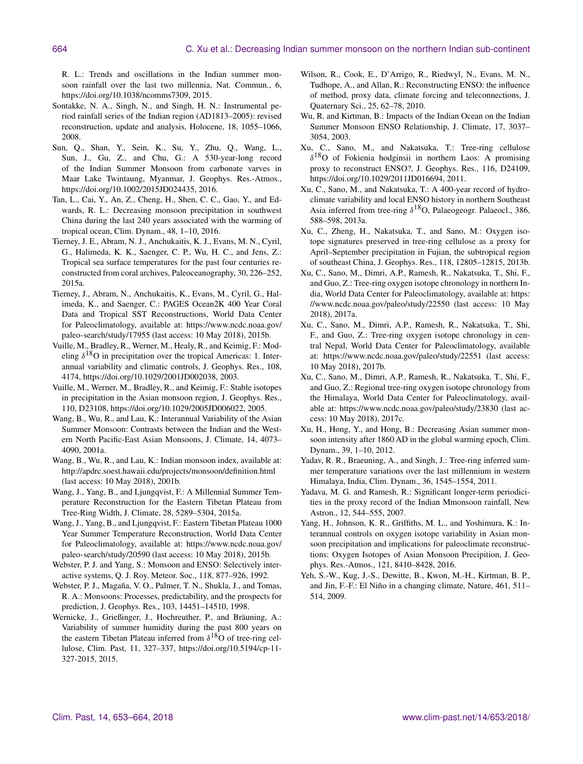R. L.: Trends and oscillations in the Indian summer monsoon rainfall over the last two millennia, Nat. Commun., 6, https://doi.org/10.1038/ncomms7309, 2015.

Sontakke, N. A., Singh, N., and Singh, H. N.: Instrumental period rainfall series of the Indian region (AD1813–2005): revised reconstruction, update and analysis, Holocene, 18, 1055–1066, 2008.

Sun, Q., Shan, Y., Sein, K., Su, Y., Zhu, Q., Wang, L., Sun, J., Gu, Z., and Chu, G.: A 530-year-long record of the Indian Summer Monsoon from carbonate varves in Maar Lake Twintaung, Myanmar, J. Geophys. Res.-Atmos., https://doi.org/10.1002/2015JD024435, 2016.

Tan, L., Cai, Y., An, Z., Cheng, H., Shen, C. C., Gao, Y., and Edwards, R. L.: Decreasing monsoon precipitation in southwest China during the last 240 years associated with the warming of tropical ocean, Clim. Dynam., 48, 1–10, 2016.

Tierney, J. E., Abram, N. J., Anchukaitis, K. J., Evans, M. N., Cyril, G., Halimeda, K. K., Saenger, C. P., Wu, H. C., and Jens, Z.: Tropical sea surface temperatures for the past four centuries reconstructed from coral archives, Paleoceanography, 30, 226–252, 2015a.

Tierney, J., Abram, N., Anchukaitis, K., Evans, M., Cyril, G., Halimeda, K., and Saenger, C.: PAGES Ocean2K 400 Year Coral Data and Tropical SST Reconstructions, World Data Center for Paleoclimatology, available at: https://www.ncdc.noaa.gov/paleo-search/study/17955 (last access: 10 May 2018), 2015b.

Vuille, M., Bradley, R., Werner, M., Healy, R., and Keimig, F.: Modeling $\delta^{18}$O in precipitation over the tropical Americas: 1. Interannual variability and climatic controls, J. Geophys. Res., 108, 4174, https://doi.org/10.1029/2001JD002038, 2003.

Vuille, M., Werner, M., Bradley, R., and Keimig, F.: Stable isotopes in precipitation in the Asian monsoon region, J. Geophys. Res., 110, D23108, https://doi.org/10.1029/2005JD006022, 2005.

Wang, B., Wu, R., and Lau, K.: Interannual Variability of the Asian Summer Monsoon: Contrasts between the Indian and the Western North Pacific-East Asian Monsoons, J. Climate, 14, 4073–4090, 2001a.

Wang, B., Wu, R., and Lau, K.: Indian monsoon index, available at: http://apdrc.soest.hawaii.edu/projects/monsoon/definition.html (last access: 10 May 2018), 2001b.

Wang, J., Yang, B., and Ljungqvist, F.: A Millennial Summer Temperature Reconstruction for the Eastern Tibetan Plateau from Tree-Ring Width, J. Climate, 28, 5289–5304, 2015a.

Wang, J., Yang, B., and Ljungqvist, F.: Eastern Tibetan Plateau 1000 Year Summer Temperature Reconstruction, World Data Center for Paleoclimatology, available at: https://www.ncdc.noaa.gov/paleo-search/study/20590 (last access: 10 May 2018), 2015b.

Webster, P. J. and Yang, S.: Monsoon and ENSO: Selectively interactive systems, Q. J. Roy. Meteor. Soc., 118, 877–926, 1992.

Webster, P. J., Magaña, V. O., Palmer, T. N., Shukla, J., and Tomas, R. A.: Monsoons: Processes, predictability, and the prospects for prediction, J. Geophys. Res., 103, 14451–14510, 1998.

Wernicke, J., Grießinger, J., Hochreuther, P., and Bräuning, A.: Variability of summer humidity during the past 800 years on the eastern Tibetan Plateau inferred from $\delta^{18}$O of tree-ring cellulose, Clim. Past, 11, 327–337, https://doi.org/10.5194/cp-11-327-2015, 2015.

Wilson, R., Cook, E., D'Arrigo, R., Riedwyl, N., Evans, M. N., Tudhope, A., and Allan, R.: Reconstructing ENSO: the influence of method, proxy data, climate forcing and teleconnections, J. Quaternary Sci., 25, 62–78, 2010.

Wu, R. and Kirtman, B.: Impacts of the Indian Ocean on the Indian Summer Monsoon ENSO Relationship, J. Climate, 17, 3037–3054, 2003.

Xu, C., Sano, M., and Nakatsuka, T.: Tree-ring cellulose $\delta^{18}$O of Fokienia hodginsii in northern Laos: A promising proxy to reconstruct ENSO?, J. Geophys. Res., 116, D24109, https://doi.org/10.1029/2011JD016694, 2011.

Xu, C., Sano, M., and Nakatsuka, T.: A 400-year record of hydroclimate variability and local ENSO history in northern Southeast Asia inferred from tree-ring $\delta^{18}$O, Palaeogeogr. Palaeocl., 386, 588–598, 2013a.

Xu, C., Zheng, H., Nakatsuka, T., and Sano, M.: Oxygen isotope signatures preserved in tree-ring cellulose as a proxy for April–September precipitation in Fujian, the subtropical region of southeast China, J. Geophys. Res., 118, 12805–12815, 2013b.

Xu, C., Sano, M., Dimri, A.P., Ramesh, R., Nakatsuka, T., Shi, F., and Guo, Z.: Tree-ring oxygen isotope chronology in northern India, World Data Center for Paleoclimatology, available at: https://www.ncdc.noaa.gov/paleo/study/22550 (last access: 10 May 2018), 2017a.

Xu, C., Sano, M., Dimri, A.P., Ramesh, R., Nakatsuka, T., Shi, F., and Guo, Z.: Tree-ring oxygen isotope chronology in central Nepal, World Data Center for Paleoclimatology, available at: https://www.ncdc.noaa.gov/paleo/study/22551 (last access: 10 May 2018), 2017b.

Xu, C., Sano, M., Dimri, A.P., Ramesh, R., Nakatsuka, T., Shi, F., and Guo, Z.: Regional tree-ring oxygen isotope chronology from the Himalaya, World Data Center for Paleoclimatology, available at: https://www.ncdc.noaa.gov/paleo/study/23830 (last access: 10 May 2018), 2017c.

Xu, H., Hong, Y., and Hong, B.: Decreasing Asian summer monsoon intensity after 1860 AD in the global warming epoch, Clim. Dynam., 39, 1–10, 2012.

Yadav, R. R., Braeuning, A., and Singh, J.: Tree-ring inferred summer temperature variations over the last millennium in western Himalaya, India, Clim. Dynam., 36, 1545–1554, 2011.

Yadava, M. G. and Ramesh, R.: Significant longer-term periodicities in the proxy record of the Indian Mmonsoon rainfall, New Astron., 12, 544–555, 2007.

Yang, H., Johnson, K. R., Griffiths, M. L., and Yoshimura, K.: Interannual controls on oxygen isotope variability in Asian monsoon precipitation and implications for paleoclimate reconstructions: Oxygen Isotopes of Asian Monsoon Precipition, J. Geophys. Res.-Atmos., 121, 8410–8428, 2016.

Yeh, S.-W., Kug, J.-S., Dewitte, B., Kwon, M.-H., Kirtman, B. P., and Jin, F.-F.: El Niño in a changing climate, Nature, 461, 511–514, 2009.